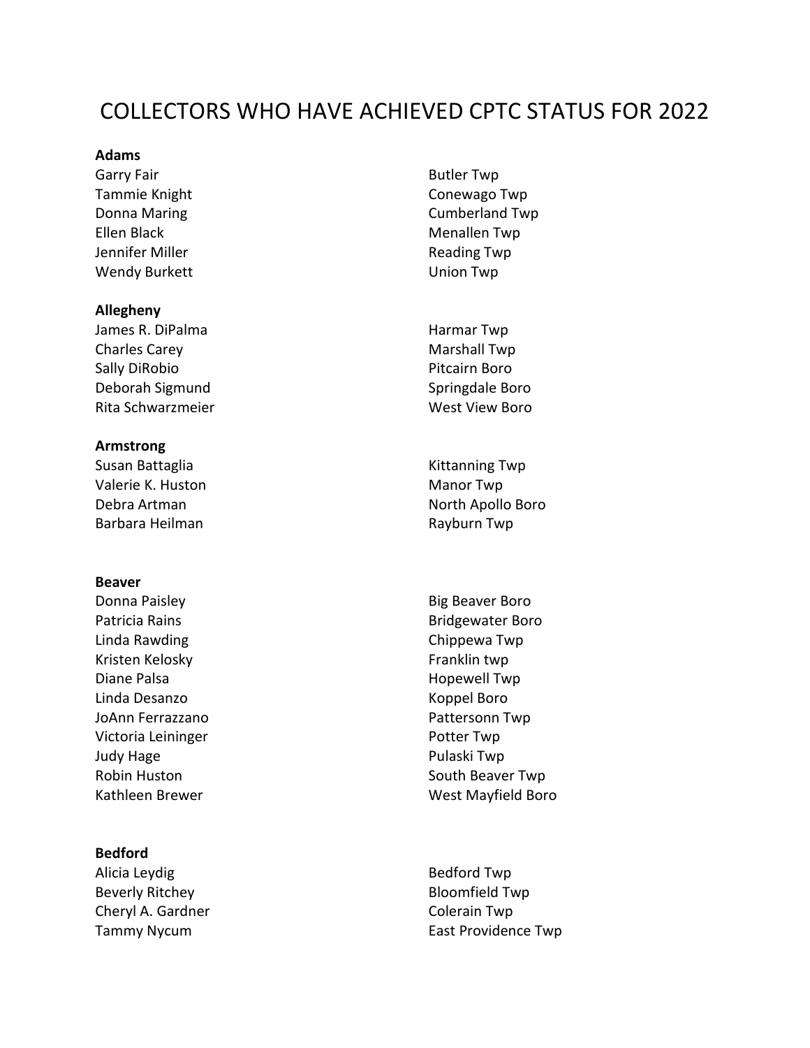# COLLECTORS WHO HAVE ACHIEVED CPTC STATUS FOR 2022

**Adams**

| | |
|---|---|
| Garry Fair | Butler Twp |
| Tammie Knight | Conewago Twp |
| Donna Maring | Cumberland Twp |
| Ellen Black | Menallen Twp |
| Jennifer Miller | Reading Twp |
| Wendy Burkett | Union Twp |

**Allegheny**

| | |
|---|---|
| James R. DiPalma | Harmar Twp |
| Charles Carey | Marshall Twp |
| Sally DiRobio | Pitcairn Boro |
| Deborah Sigmund | Springdale Boro |
| Rita Schwarzmeier | West View Boro |

**Armstrong**

| | |
|---|---|
| Susan Battaglia | Kittanning Twp |
| Valerie K. Huston | Manor Twp |
| Debra Artman | North Apollo Boro |
| Barbara Heilman | Rayburn Twp |

**Beaver**

| | |
|---|---|
| Donna Paisley | Big Beaver Boro |
| Patricia Rains | Bridgewater Boro |
| Linda Rawding | Chippewa Twp |
| Kristen Kelosky | Franklin twp |
| Diane Palsa | Hopewell Twp |
| Linda Desanzo | Koppel Boro |
| JoAnn Ferrazzano | Pattersonn Twp |
| Victoria Leininger | Potter Twp |
| Judy Hage | Pulaski Twp |
| Robin Huston | South Beaver Twp |
| Kathleen Brewer | West Mayfield Boro |

**Bedford**

| | |
|---|---|
| Alicia Leydig | Bedford Twp |
| Beverly Ritchey | Bloomfield Twp |
| Cheryl A. Gardner | Colerain Twp |
| Tammy Nycum | East Providence Twp |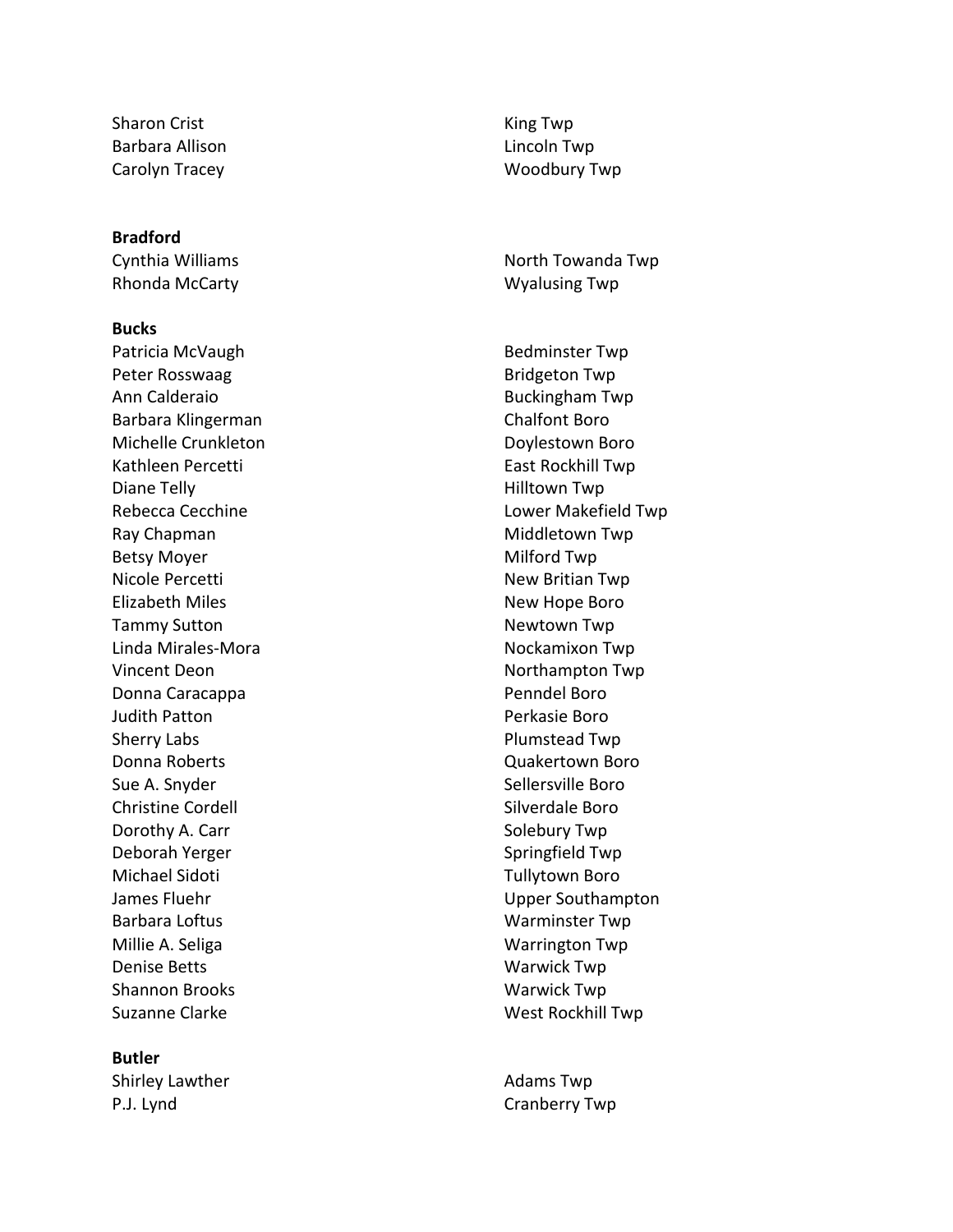| | |
|---|---|
| Sharon Crist | King Twp |
| Barbara Allison | Lincoln Twp |
| Carolyn Tracey | Woodbury Twp |

**Bradford**

| | |
|---|---|
| Cynthia Williams | North Towanda Twp |
| Rhonda McCarty | Wyalusing Twp |

**Bucks**

| | |
|---|---|
| Patricia McVaugh | Bedminster Twp |
| Peter Rosswaag | Bridgeton Twp |
| Ann Calderaio | Buckingham Twp |
| Barbara Klingerman | Chalfont Boro |
| Michelle Crunkleton | Doylestown Boro |
| Kathleen Percetti | East Rockhill Twp |
| Diane Telly | Hilltown Twp |
| Rebecca Cecchine | Lower Makefield Twp |
| Ray Chapman | Middletown Twp |
| Betsy Moyer | Milford Twp |
| Nicole Percetti | New Britian Twp |
| Elizabeth Miles | New Hope Boro |
| Tammy Sutton | Newtown Twp |
| Linda Mirales-Mora | Nockamixon Twp |
| Vincent Deon | Northampton Twp |
| Donna Caracappa | Penndel Boro |
| Judith Patton | Perkasie Boro |
| Sherry Labs | Plumstead Twp |
| Donna Roberts | Quakertown Boro |
| Sue A. Snyder | Sellersville Boro |
| Christine Cordell | Silverdale Boro |
| Dorothy A. Carr | Solebury Twp |
| Deborah Yerger | Springfield Twp |
| Michael Sidoti | Tullytown Boro |
| James Fluehr | Upper Southampton |
| Barbara Loftus | Warminster Twp |
| Millie A. Seliga | Warrington Twp |
| Denise Betts | Warwick Twp |
| Shannon Brooks | Warwick Twp |
| Suzanne Clarke | West Rockhill Twp |

**Butler**

| | |
|---|---|
| Shirley Lawther | Adams Twp |
| P.J. Lynd | Cranberry Twp |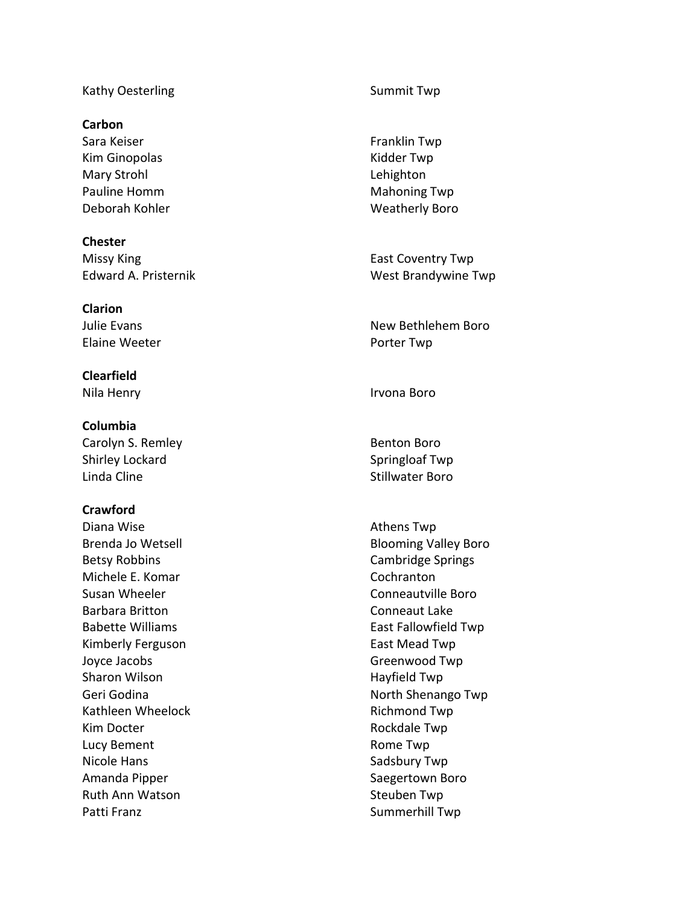| | |
|---|---|
| Kathy Oesterling | Summit Twp |

**Carbon**

| | |
|---|---|
| Sara Keiser | Franklin Twp |
| Kim Ginopolas | Kidder Twp |
| Mary Strohl | Lehighton |
| Pauline Homm | Mahoning Twp |
| Deborah Kohler | Weatherly Boro |

**Chester**

| | |
|---|---|
| Missy King | East Coventry Twp |
| Edward A. Pristernik | West Brandywine Twp |

**Clarion**

| | |
|---|---|
| Julie Evans | New Bethlehem Boro |
| Elaine Weeter | Porter Twp |

**Clearfield**

| | |
|---|---|
| Nila Henry | Irvona Boro |

**Columbia**

| | |
|---|---|
| Carolyn S. Remley | Benton Boro |
| Shirley Lockard | Springloaf Twp |
| Linda Cline | Stillwater Boro |

**Crawford**

| | |
|---|---|
| Diana Wise | Athens Twp |
| Brenda Jo Wetsell | Blooming Valley Boro |
| Betsy Robbins | Cambridge Springs |
| Michele E. Komar | Cochranton |
| Susan Wheeler | Conneautville Boro |
| Barbara Britton | Conneaut Lake |
| Babette Williams | East Fallowfield Twp |
| Kimberly Ferguson | East Mead Twp |
| Joyce Jacobs | Greenwood Twp |
| Sharon Wilson | Hayfield Twp |
| Geri Godina | North Shenango Twp |
| Kathleen Wheelock | Richmond Twp |
| Kim Docter | Rockdale Twp |
| Lucy Bement | Rome Twp |
| Nicole Hans | Sadsbury Twp |
| Amanda Pipper | Saegertown Boro |
| Ruth Ann Watson | Steuben Twp |
| Patti Franz | Summerhill Twp |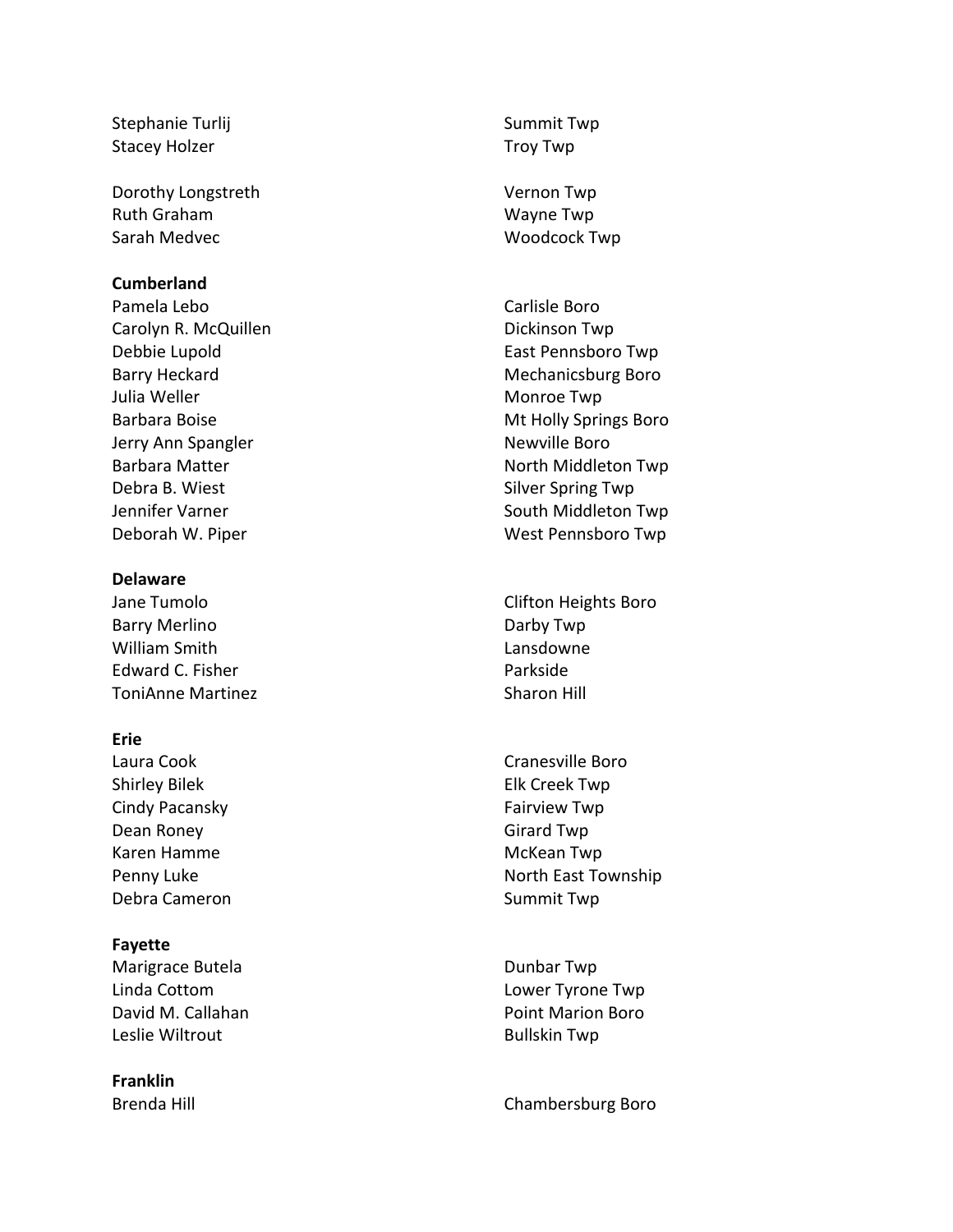| | |
|---|---|
| Stephanie Turlij | Summit Twp |
| Stacey Holzer | Troy Twp |
| Dorothy Longstreth | Vernon Twp |
| Ruth Graham | Wayne Twp |
| Sarah Medvec | Woodcock Twp |

**Cumberland**

| | |
|---|---|
| Pamela Lebo | Carlisle Boro |
| Carolyn R. McQuillen | Dickinson Twp |
| Debbie Lupold | East Pennsboro Twp |
| Barry Heckard | Mechanicsburg Boro |
| Julia Weller | Monroe Twp |
| Barbara Boise | Mt Holly Springs Boro |
| Jerry Ann Spangler | Newville Boro |
| Barbara Matter | North Middleton Twp |
| Debra B. Wiest | Silver Spring Twp |
| Jennifer Varner | South Middleton Twp |
| Deborah W. Piper | West Pennsboro Twp |

**Delaware**

| | |
|---|---|
| Jane Tumolo | Clifton Heights Boro |
| Barry Merlino | Darby Twp |
| William Smith | Lansdowne |
| Edward C. Fisher | Parkside |
| ToniAnne Martinez | Sharon Hill |

**Erie**

| | |
|---|---|
| Laura Cook | Cranesville Boro |
| Shirley Bilek | Elk Creek Twp |
| Cindy Pacansky | Fairview Twp |
| Dean Roney | Girard Twp |
| Karen Hamme | McKean Twp |
| Penny Luke | North East Township |
| Debra Cameron | Summit Twp |

**Fayette**

| | |
|---|---|
| Marigrace Butela | Dunbar Twp |
| Linda Cottom | Lower Tyrone Twp |
| David M. Callahan | Point Marion Boro |
| Leslie Wiltrout | Bullskin Twp |

**Franklin**

| | |
|---|---|
| Brenda Hill | Chambersburg Boro |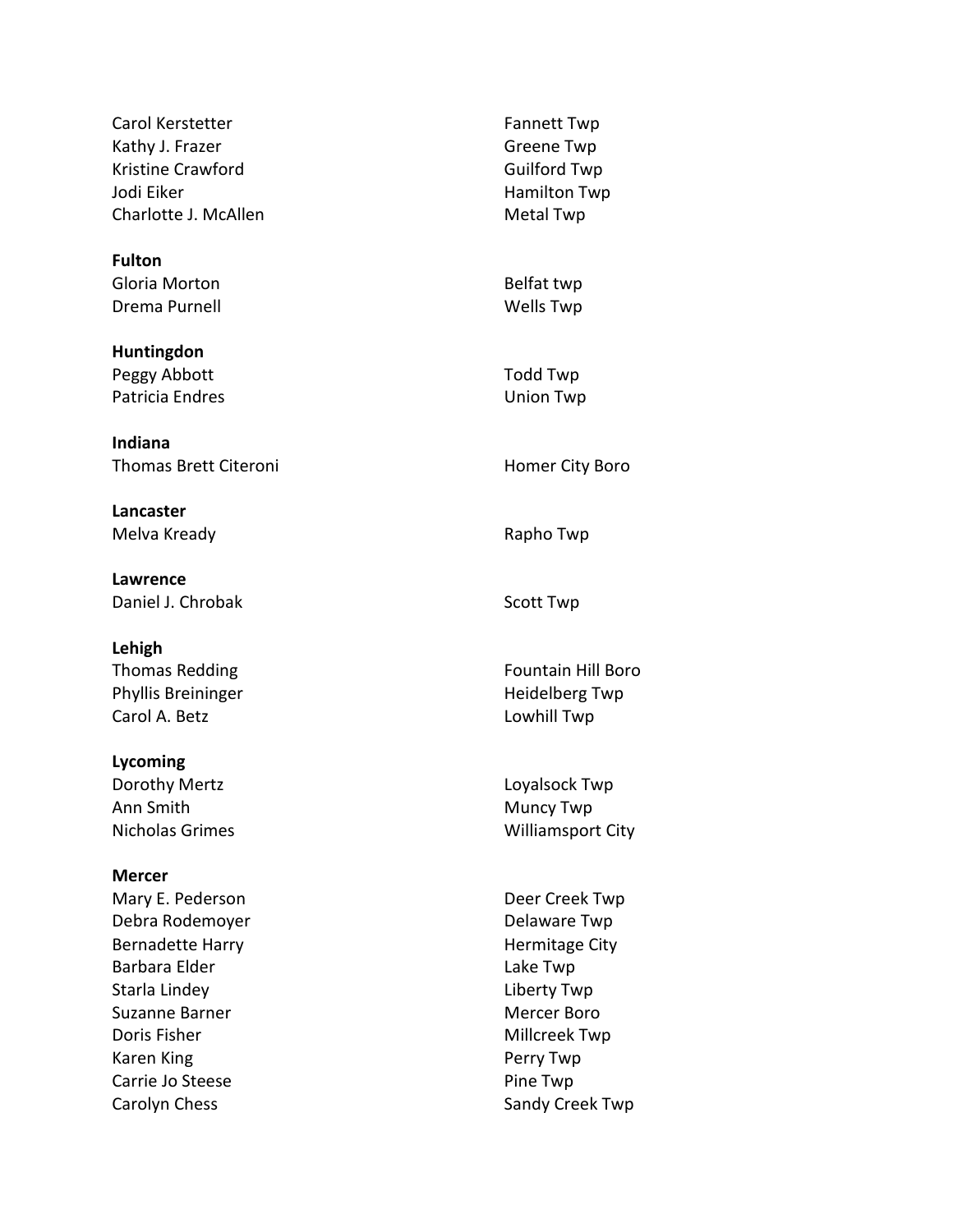| | |
|---|---|
| Carol Kerstetter | Fannett Twp |
| Kathy J. Frazer | Greene Twp |
| Kristine Crawford | Guilford Twp |
| Jodi Eiker | Hamilton Twp |
| Charlotte J. McAllen | Metal Twp |

**Fulton**

| | |
|---|---|
| Gloria Morton | Belfat twp |
| Drema Purnell | Wells Twp |

**Huntingdon**

| | |
|---|---|
| Peggy Abbott | Todd Twp |
| Patricia Endres | Union Twp |

**Indiana**

| | |
|---|---|
| Thomas Brett Citeroni | Homer City Boro |

**Lancaster**

| | |
|---|---|
| Melva Kready | Rapho Twp |

**Lawrence**

| | |
|---|---|
| Daniel J. Chrobak | Scott Twp |

**Lehigh**

| | |
|---|---|
| Thomas Redding | Fountain Hill Boro |
| Phyllis Breininger | Heidelberg Twp |
| Carol A. Betz | Lowhill Twp |

**Lycoming**

| | |
|---|---|
| Dorothy Mertz | Loyalsock Twp |
| Ann Smith | Muncy Twp |
| Nicholas Grimes | Williamsport City |

**Mercer**

| | |
|---|---|
| Mary E. Pederson | Deer Creek Twp |
| Debra Rodemoyer | Delaware Twp |
| Bernadette Harry | Hermitage City |
| Barbara Elder | Lake Twp |
| Starla Lindey | Liberty Twp |
| Suzanne Barner | Mercer Boro |
| Doris Fisher | Millcreek Twp |
| Karen King | Perry Twp |
| Carrie Jo Steese | Pine Twp |
| Carolyn Chess | Sandy Creek Twp |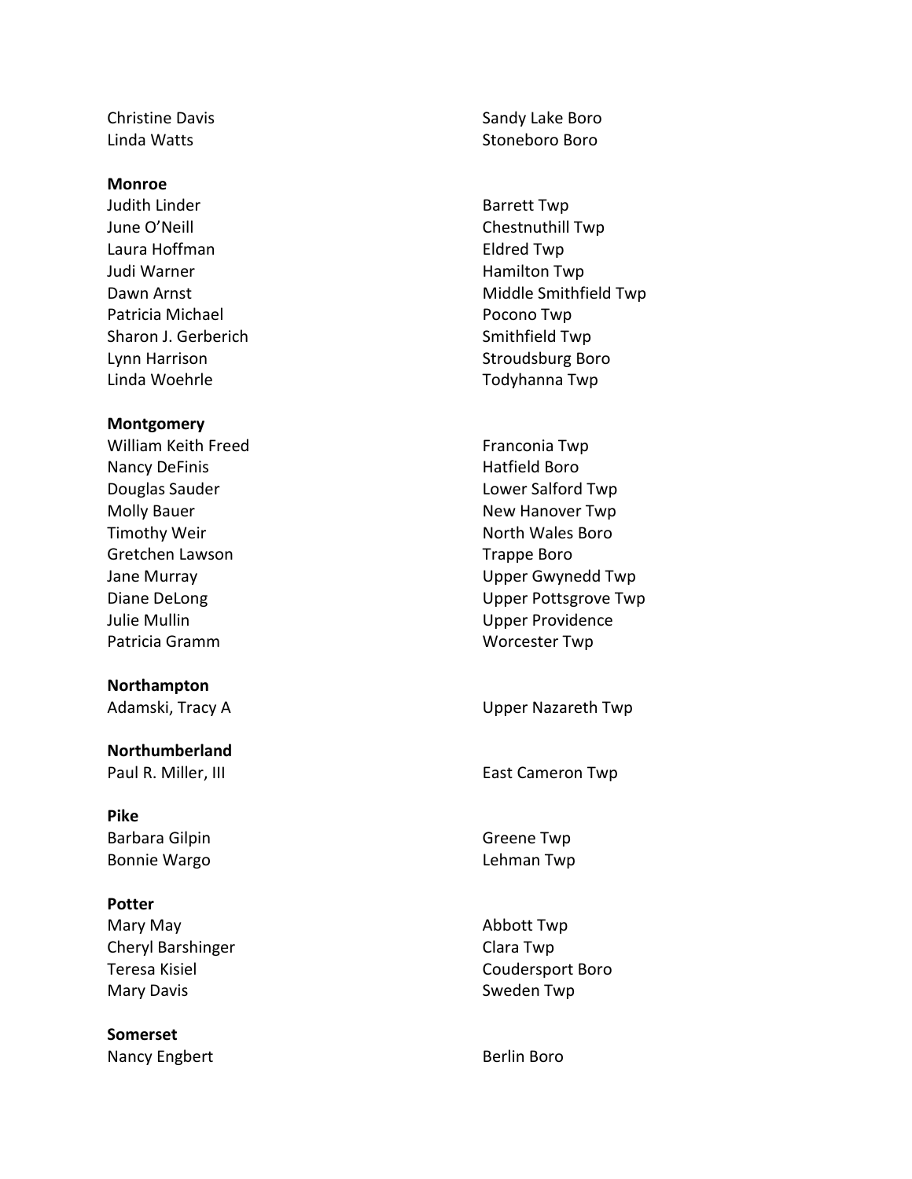Christine Davis — Sandy Lake Boro
Linda Watts — Stoneboro Boro

**Monroe**

Judith Linder — Barrett Twp
June O'Neill — Chestnuthill Twp
Laura Hoffman — Eldred Twp
Judi Warner — Hamilton Twp
Dawn Arnst — Middle Smithfield Twp
Patricia Michael — Pocono Twp
Sharon J. Gerberich — Smithfield Twp
Lynn Harrison — Stroudsburg Boro
Linda Woehrle — Todyhanna Twp

**Montgomery**

William Keith Freed — Franconia Twp
Nancy DeFinis — Hatfield Boro
Douglas Sauder — Lower Salford Twp
Molly Bauer — New Hanover Twp
Timothy Weir — North Wales Boro
Gretchen Lawson — Trappe Boro
Jane Murray — Upper Gwynedd Twp
Diane DeLong — Upper Pottsgrove Twp
Julie Mullin — Upper Providence
Patricia Gramm — Worcester Twp

**Northampton**

Adamski, Tracy A — Upper Nazareth Twp

**Northumberland**

Paul R. Miller, III — East Cameron Twp

**Pike**

Barbara Gilpin — Greene Twp
Bonnie Wargo — Lehman Twp

**Potter**

Mary May — Abbott Twp
Cheryl Barshinger — Clara Twp
Teresa Kisiel — Coudersport Boro
Mary Davis — Sweden Twp

**Somerset**

Nancy Engbert — Berlin Boro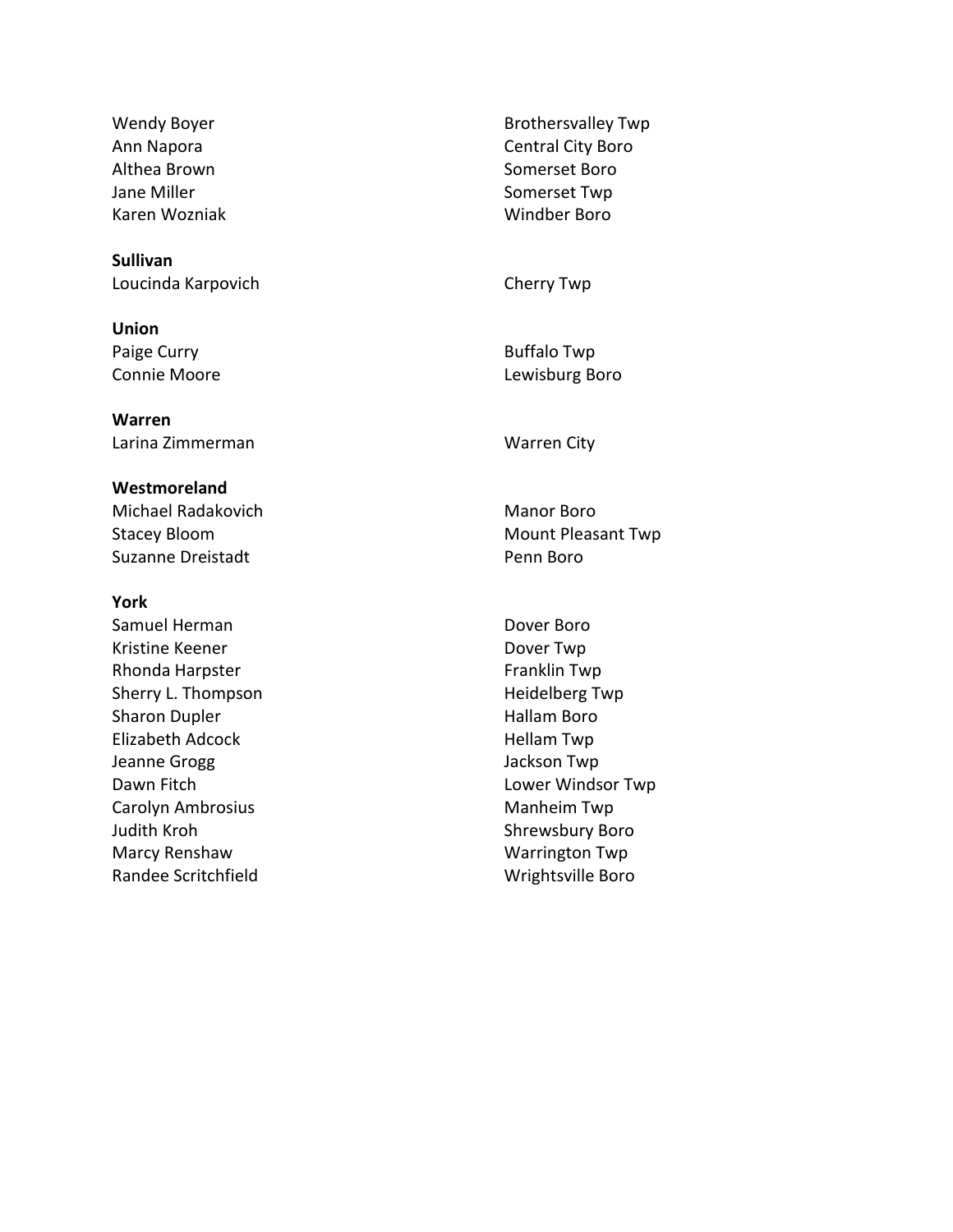| | |
|---|---|
| Wendy Boyer | Brothersvalley Twp |
| Ann Napora | Central City Boro |
| Althea Brown | Somerset Boro |
| Jane Miller | Somerset Twp |
| Karen Wozniak | Windber Boro |

**Sullivan**

| | |
|---|---|
| Loucinda Karpovich | Cherry Twp |

**Union**

| | |
|---|---|
| Paige Curry | Buffalo Twp |
| Connie Moore | Lewisburg Boro |

**Warren**

| | |
|---|---|
| Larina Zimmerman | Warren City |

**Westmoreland**

| | |
|---|---|
| Michael Radakovich | Manor Boro |
| Stacey Bloom | Mount Pleasant Twp |
| Suzanne Dreistadt | Penn Boro |

**York**

| | |
|---|---|
| Samuel Herman | Dover Boro |
| Kristine Keener | Dover Twp |
| Rhonda Harpster | Franklin Twp |
| Sherry L. Thompson | Heidelberg Twp |
| Sharon Dupler | Hallam Boro |
| Elizabeth Adcock | Hellam Twp |
| Jeanne Grogg | Jackson Twp |
| Dawn Fitch | Lower Windsor Twp |
| Carolyn Ambrosius | Manheim Twp |
| Judith Kroh | Shrewsbury Boro |
| Marcy Renshaw | Warrington Twp |
| Randee Scritchfield | Wrightsville Boro |